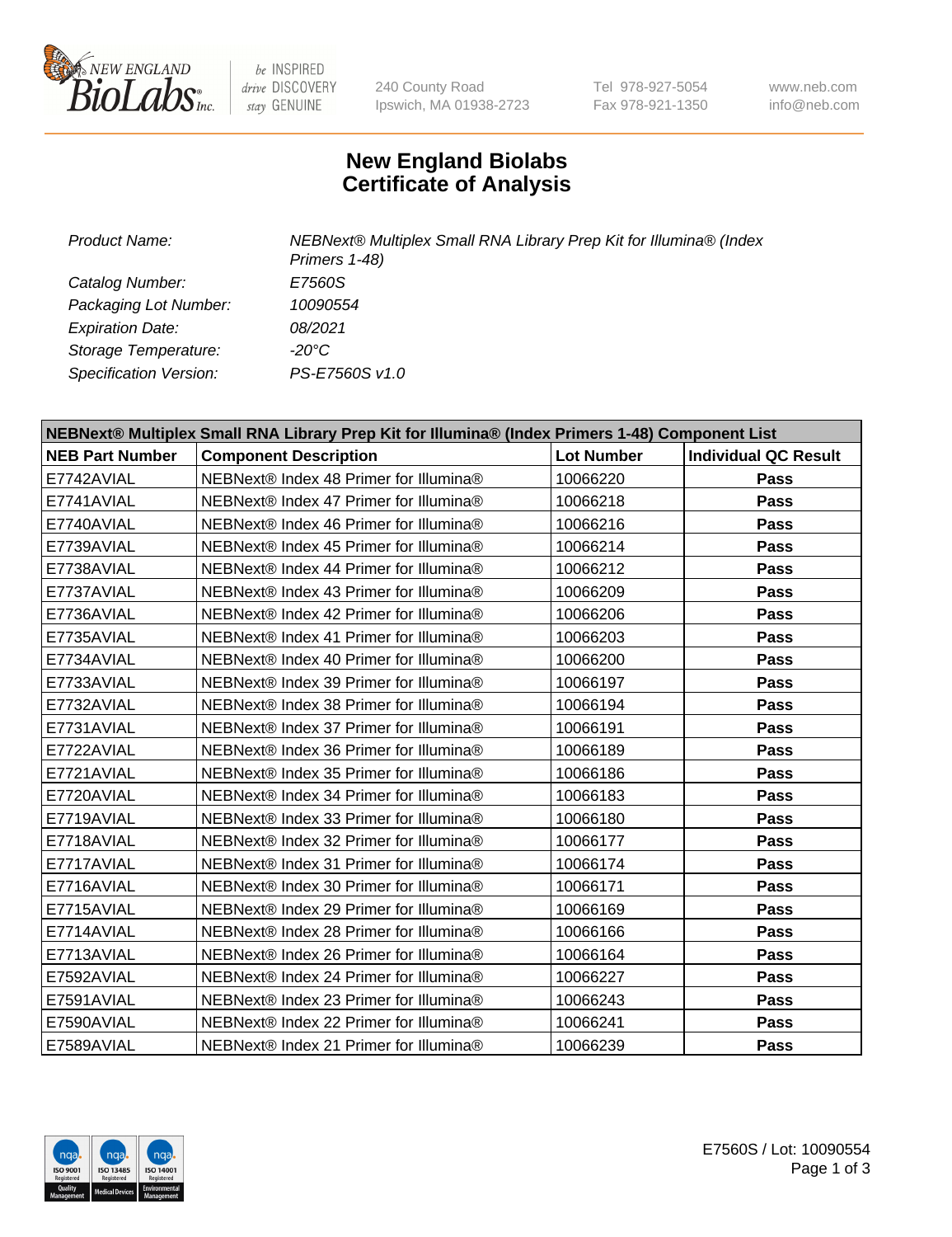# New England Biolabs Certificate of Analysis

| | |
|---|---|
| *Product Name:* | *NEBNext® Multiplex Small RNA Library Prep Kit for Illumina® (Index Primers 1-48)* |
| *Catalog Number:* | *E7560S* |
| *Packaging Lot Number:* | *10090554* |
| *Expiration Date:* | *08/2021* |
| *Storage Temperature:* | *-20°C* |
| *Specification Version:* | *PS-E7560S v1.0* |

| **NEBNext® Multiplex Small RNA Library Prep Kit for Illumina® (Index Primers 1-48) Component List** | | | |
|---|---|---|---|
| **NEB Part Number** | **Component Description** | **Lot Number** | **Individual QC Result** |
| E7742AVIAL | NEBNext® Index 48 Primer for Illumina® | 10066220 | **Pass** |
| E7741AVIAL | NEBNext® Index 47 Primer for Illumina® | 10066218 | **Pass** |
| E7740AVIAL | NEBNext® Index 46 Primer for Illumina® | 10066216 | **Pass** |
| E7739AVIAL | NEBNext® Index 45 Primer for Illumina® | 10066214 | **Pass** |
| E7738AVIAL | NEBNext® Index 44 Primer for Illumina® | 10066212 | **Pass** |
| E7737AVIAL | NEBNext® Index 43 Primer for Illumina® | 10066209 | **Pass** |
| E7736AVIAL | NEBNext® Index 42 Primer for Illumina® | 10066206 | **Pass** |
| E7735AVIAL | NEBNext® Index 41 Primer for Illumina® | 10066203 | **Pass** |
| E7734AVIAL | NEBNext® Index 40 Primer for Illumina® | 10066200 | **Pass** |
| E7733AVIAL | NEBNext® Index 39 Primer for Illumina® | 10066197 | **Pass** |
| E7732AVIAL | NEBNext® Index 38 Primer for Illumina® | 10066194 | **Pass** |
| E7731AVIAL | NEBNext® Index 37 Primer for Illumina® | 10066191 | **Pass** |
| E7722AVIAL | NEBNext® Index 36 Primer for Illumina® | 10066189 | **Pass** |
| E7721AVIAL | NEBNext® Index 35 Primer for Illumina® | 10066186 | **Pass** |
| E7720AVIAL | NEBNext® Index 34 Primer for Illumina® | 10066183 | **Pass** |
| E7719AVIAL | NEBNext® Index 33 Primer for Illumina® | 10066180 | **Pass** |
| E7718AVIAL | NEBNext® Index 32 Primer for Illumina® | 10066177 | **Pass** |
| E7717AVIAL | NEBNext® Index 31 Primer for Illumina® | 10066174 | **Pass** |
| E7716AVIAL | NEBNext® Index 30 Primer for Illumina® | 10066171 | **Pass** |
| E7715AVIAL | NEBNext® Index 29 Primer for Illumina® | 10066169 | **Pass** |
| E7714AVIAL | NEBNext® Index 28 Primer for Illumina® | 10066166 | **Pass** |
| E7713AVIAL | NEBNext® Index 26 Primer for Illumina® | 10066164 | **Pass** |
| E7592AVIAL | NEBNext® Index 24 Primer for Illumina® | 10066227 | **Pass** |
| E7591AVIAL | NEBNext® Index 23 Primer for Illumina® | 10066243 | **Pass** |
| E7590AVIAL | NEBNext® Index 22 Primer for Illumina® | 10066241 | **Pass** |
| E7589AVIAL | NEBNext® Index 21 Primer for Illumina® | 10066239 | **Pass** |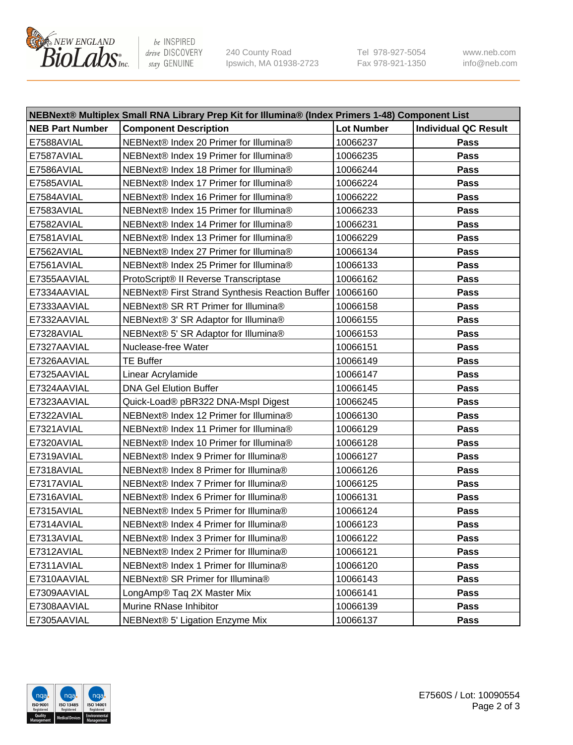| NEBNext® Multiplex Small RNA Library Prep Kit for Illumina® (Index Primers 1-48) Component List | | | |
|---|---|---|---|
| **NEB Part Number** | **Component Description** | **Lot Number** | **Individual QC Result** |
| E7588AVIAL | NEBNext® Index 20 Primer for Illumina® | 10066237 | **Pass** |
| E7587AVIAL | NEBNext® Index 19 Primer for Illumina® | 10066235 | **Pass** |
| E7586AVIAL | NEBNext® Index 18 Primer for Illumina® | 10066244 | **Pass** |
| E7585AVIAL | NEBNext® Index 17 Primer for Illumina® | 10066224 | **Pass** |
| E7584AVIAL | NEBNext® Index 16 Primer for Illumina® | 10066222 | **Pass** |
| E7583AVIAL | NEBNext® Index 15 Primer for Illumina® | 10066233 | **Pass** |
| E7582AVIAL | NEBNext® Index 14 Primer for Illumina® | 10066231 | **Pass** |
| E7581AVIAL | NEBNext® Index 13 Primer for Illumina® | 10066229 | **Pass** |
| E7562AVIAL | NEBNext® Index 27 Primer for Illumina® | 10066134 | **Pass** |
| E7561AVIAL | NEBNext® Index 25 Primer for Illumina® | 10066133 | **Pass** |
| E7355AAVIAL | ProtoScript® II Reverse Transcriptase | 10066162 | **Pass** |
| E7334AAVIAL | NEBNext® First Strand Synthesis Reaction Buffer | 10066160 | **Pass** |
| E7333AAVIAL | NEBNext® SR RT Primer for Illumina® | 10066158 | **Pass** |
| E7332AAVIAL | NEBNext® 3' SR Adaptor for Illumina® | 10066155 | **Pass** |
| E7328AVIAL | NEBNext® 5' SR Adaptor for Illumina® | 10066153 | **Pass** |
| E7327AAVIAL | Nuclease-free Water | 10066151 | **Pass** |
| E7326AAVIAL | TE Buffer | 10066149 | **Pass** |
| E7325AAVIAL | Linear Acrylamide | 10066147 | **Pass** |
| E7324AAVIAL | DNA Gel Elution Buffer | 10066145 | **Pass** |
| E7323AAVIAL | Quick-Load® pBR322 DNA-MspI Digest | 10066245 | **Pass** |
| E7322AVIAL | NEBNext® Index 12 Primer for Illumina® | 10066130 | **Pass** |
| E7321AVIAL | NEBNext® Index 11 Primer for Illumina® | 10066129 | **Pass** |
| E7320AVIAL | NEBNext® Index 10 Primer for Illumina® | 10066128 | **Pass** |
| E7319AVIAL | NEBNext® Index 9 Primer for Illumina® | 10066127 | **Pass** |
| E7318AVIAL | NEBNext® Index 8 Primer for Illumina® | 10066126 | **Pass** |
| E7317AVIAL | NEBNext® Index 7 Primer for Illumina® | 10066125 | **Pass** |
| E7316AVIAL | NEBNext® Index 6 Primer for Illumina® | 10066131 | **Pass** |
| E7315AVIAL | NEBNext® Index 5 Primer for Illumina® | 10066124 | **Pass** |
| E7314AVIAL | NEBNext® Index 4 Primer for Illumina® | 10066123 | **Pass** |
| E7313AVIAL | NEBNext® Index 3 Primer for Illumina® | 10066122 | **Pass** |
| E7312AVIAL | NEBNext® Index 2 Primer for Illumina® | 10066121 | **Pass** |
| E7311AVIAL | NEBNext® Index 1 Primer for Illumina® | 10066120 | **Pass** |
| E7310AAVIAL | NEBNext® SR Primer for Illumina® | 10066143 | **Pass** |
| E7309AAVIAL | LongAmp® Taq 2X Master Mix | 10066141 | **Pass** |
| E7308AAVIAL | Murine RNase Inhibitor | 10066139 | **Pass** |
| E7305AAVIAL | NEBNext® 5' Ligation Enzyme Mix | 10066137 | **Pass** |

E7560S / Lot: 10090554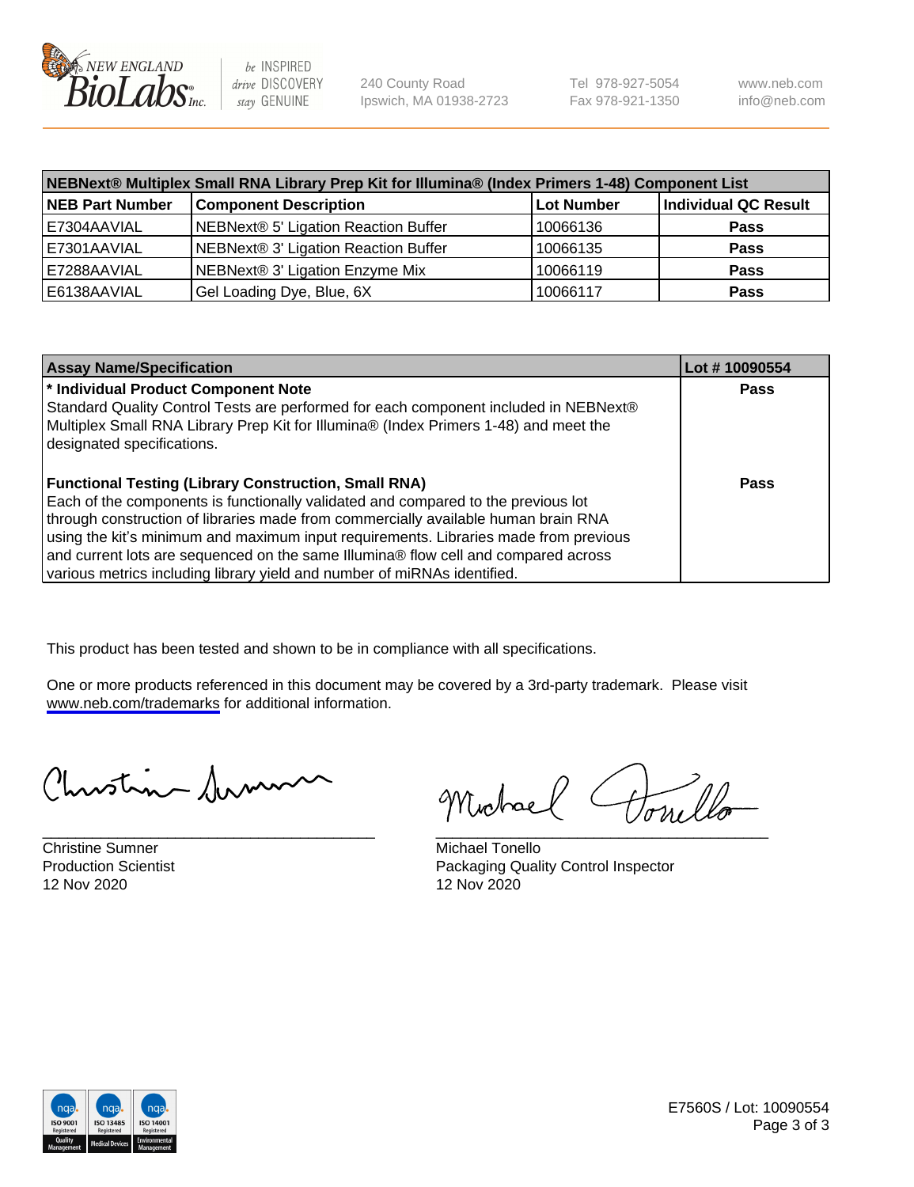240 County Road
Ipswich, MA 01938-2723

Tel 978-927-5054
Fax 978-921-1350

www.neb.com
info@neb.com

| NEBNext® Multiplex Small RNA Library Prep Kit for Illumina® (Index Primers 1-48) Component List | | | |
|---|---|---|---|
| **NEB Part Number** | **Component Description** | **Lot Number** | **Individual QC Result** |
| E7304AAVIAL | NEBNext® 5' Ligation Reaction Buffer | 10066136 | **Pass** |
| E7301AAVIAL | NEBNext® 3' Ligation Reaction Buffer | 10066135 | **Pass** |
| E7288AAVIAL | NEBNext® 3' Ligation Enzyme Mix | 10066119 | **Pass** |
| E6138AAVIAL | Gel Loading Dye, Blue, 6X | 10066117 | **Pass** |

| Assay Name/Specification | Lot # 10090554 |
|---|---|
| **\* Individual Product Component Note** Standard Quality Control Tests are performed for each component included in NEBNext® Multiplex Small RNA Library Prep Kit for Illumina® (Index Primers 1-48) and meet the designated specifications. | **Pass** |
| **Functional Testing (Library Construction, Small RNA)** Each of the components is functionally validated and compared to the previous lot through construction of libraries made from commercially available human brain RNA using the kit's minimum and maximum input requirements. Libraries made from previous and current lots are sequenced on the same Illumina® flow cell and compared across various metrics including library yield and number of miRNAs identified. | **Pass** |

This product has been tested and shown to be in compliance with all specifications.

One or more products referenced in this document may be covered by a 3rd-party trademark. Please visit www.neb.com/trademarks for additional information.

Christine Sumner
Production Scientist
12 Nov 2020

Michael Tonello
Packaging Quality Control Inspector
12 Nov 2020

E7560S / Lot: 10090554